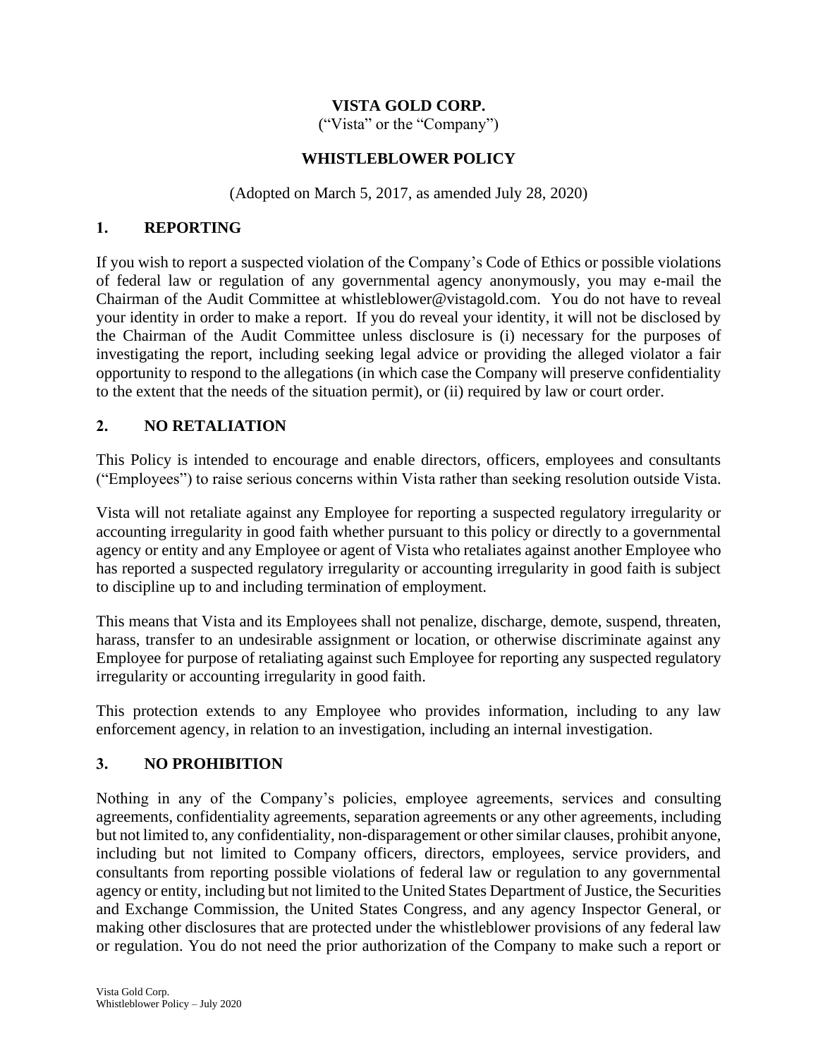**VISTA GOLD CORP.**
("Vista" or the "Company")

# WHISTLEBLOWER POLICY

(Adopted on March 5, 2017, as amended July 28, 2020)

## 1. REPORTING

If you wish to report a suspected violation of the Company's Code of Ethics or possible violations of federal law or regulation of any governmental agency anonymously, you may e-mail the Chairman of the Audit Committee at whistleblower@vistagold.com. You do not have to reveal your identity in order to make a report. If you do reveal your identity, it will not be disclosed by the Chairman of the Audit Committee unless disclosure is (i) necessary for the purposes of investigating the report, including seeking legal advice or providing the alleged violator a fair opportunity to respond to the allegations (in which case the Company will preserve confidentiality to the extent that the needs of the situation permit), or (ii) required by law or court order.

## 2. NO RETALIATION

This Policy is intended to encourage and enable directors, officers, employees and consultants ("Employees") to raise serious concerns within Vista rather than seeking resolution outside Vista.

Vista will not retaliate against any Employee for reporting a suspected regulatory irregularity or accounting irregularity in good faith whether pursuant to this policy or directly to a governmental agency or entity and any Employee or agent of Vista who retaliates against another Employee who has reported a suspected regulatory irregularity or accounting irregularity in good faith is subject to discipline up to and including termination of employment.

This means that Vista and its Employees shall not penalize, discharge, demote, suspend, threaten, harass, transfer to an undesirable assignment or location, or otherwise discriminate against any Employee for purpose of retaliating against such Employee for reporting any suspected regulatory irregularity or accounting irregularity in good faith.

This protection extends to any Employee who provides information, including to any law enforcement agency, in relation to an investigation, including an internal investigation.

## 3. NO PROHIBITION

Nothing in any of the Company's policies, employee agreements, services and consulting agreements, confidentiality agreements, separation agreements or any other agreements, including but not limited to, any confidentiality, non-disparagement or other similar clauses, prohibit anyone, including but not limited to Company officers, directors, employees, service providers, and consultants from reporting possible violations of federal law or regulation to any governmental agency or entity, including but not limited to the United States Department of Justice, the Securities and Exchange Commission, the United States Congress, and any agency Inspector General, or making other disclosures that are protected under the whistleblower provisions of any federal law or regulation. You do not need the prior authorization of the Company to make such a report or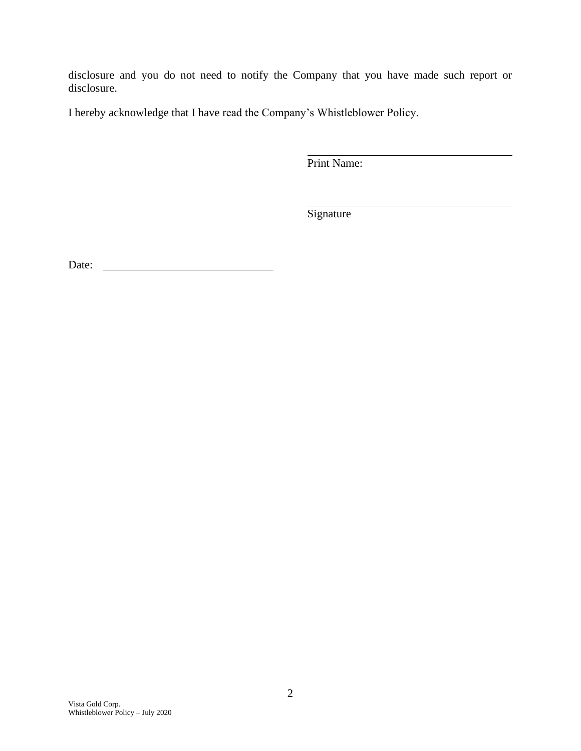disclosure and you do not need to notify the Company that you have made such report or disclosure.

I hereby acknowledge that I have read the Company's Whistleblower Policy.

\_\_\_\_\_\_\_\_\_\_\_\_\_\_\_\_\_\_\_\_\_\_\_\_\_\_\_\_\_\_\_\_\_\_\_\_\_\_\_\_

Print Name:

\_\_\_\_\_\_\_\_\_\_\_\_\_\_\_\_\_\_\_\_\_\_\_\_\_\_\_\_\_\_\_\_\_\_\_\_\_\_\_\_

Signature

Date: \_\_\_\_\_\_\_\_\_\_\_\_\_\_\_\_\_\_\_\_\_\_\_\_\_\_\_\_\_\_\_\_